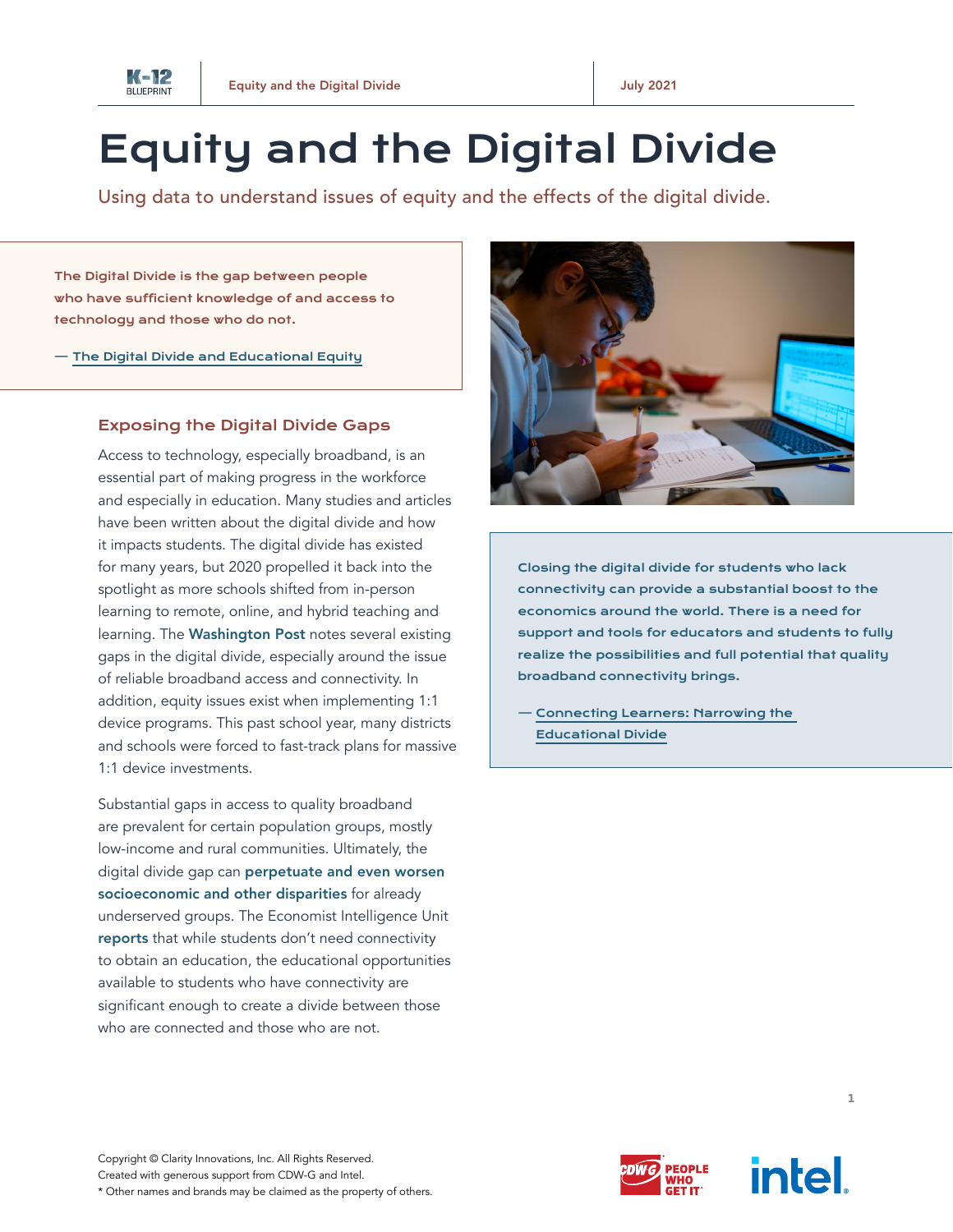# Equity and the Digital Divide

Using data to understand issues of equity and the effects of the digital divide.

> **The Digital Divide is the gap between people who have sufficient knowledge of and access to technology and those who do not.**
>
> — The Digital Divide and Educational Equity

## Exposing the Digital Divide Gaps

Access to technology, especially broadband, is an essential part of making progress in the workforce and especially in education. Many studies and articles have been written about the digital divide and how it impacts students. The digital divide has existed for many years, but 2020 propelled it back into the spotlight as more schools shifted from in-person learning to remote, online, and hybrid teaching and learning. The **Washington Post** notes several existing gaps in the digital divide, especially around the issue of reliable broadband access and connectivity. In addition, equity issues exist when implementing 1:1 device programs. This past school year, many districts and schools were forced to fast-track plans for massive 1:1 device investments.

Substantial gaps in access to quality broadband are prevalent for certain population groups, mostly low-income and rural communities. Ultimately, the digital divide gap can **perpetuate and even worsen socioeconomic and other disparities** for already underserved groups. The Economist Intelligence Unit **reports** that while students don't need connectivity to obtain an education, the educational opportunities available to students who have connectivity are significant enough to create a divide between those who are connected and those who are not.

> **Closing the digital divide for students who lack connectivity can provide a substantial boost to the economics around the world. There is a need for support and tools for educators and students to fully realize the possibilities and full potential that quality broadband connectivity brings.**
>
> — Connecting Learners: Narrowing the Educational Divide

Copyright © Clarity Innovations, Inc. All Rights Reserved.
Created with generous support from CDW-G and Intel.
* Other names and brands may be claimed as the property of others.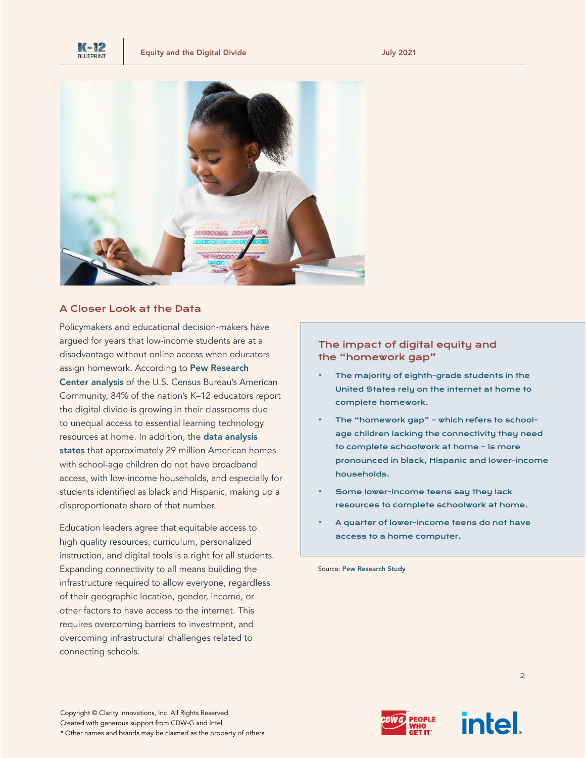## A Closer Look at the Data

Policymakers and educational decision-makers have argued for years that low-income students are at a disadvantage without online access when educators assign homework. According to **Pew Research Center analysis** of the U.S. Census Bureau's American Community, 84% of the nation's K–12 educators report the digital divide is growing in their classrooms due to unequal access to essential learning technology resources at home. In addition, the **data analysis states** that approximately 29 million American homes with school-age children do not have broadband access, with low-income households, and especially for students identified as black and Hispanic, making up a disproportionate share of that number.

Education leaders agree that equitable access to high quality resources, curriculum, personalized instruction, and digital tools is a right for all students. Expanding connectivity to all means building the infrastructure required to allow everyone, regardless of their geographic location, gender, income, or other factors to have access to the internet. This requires overcoming barriers to investment, and overcoming infrastructural challenges related to connecting schools.

### The impact of digital equity and the "homework gap"

- The majority of eighth-grade students in the United States rely on the internet at home to complete homework.
- The "homework gap" – which refers to school-age children lacking the connectivity they need to complete schoolwork at home – is more pronounced in black, Hispanic and lower-income households.
- Some lower-income teens say they lack resources to complete schoolwork at home.
- A quarter of lower-income teens do not have access to a home computer.

Source: **Pew Research Study**

Copyright © Clarity Innovations, Inc. All Rights Reserved.
Created with generous support from CDW-G and Intel.
* Other names and brands may be claimed as the property of others.